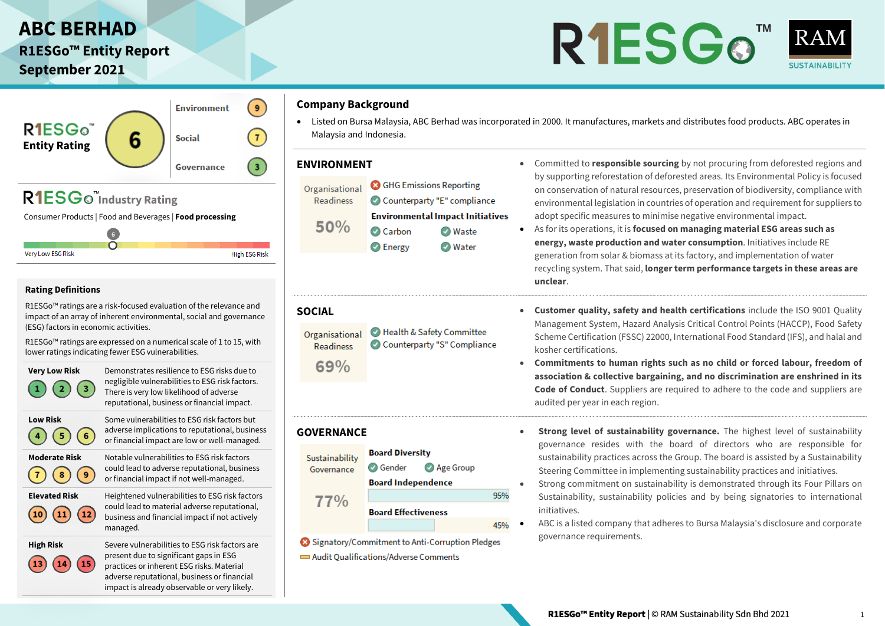# ABC BERHAD

## R1ESGo™ Entity Report
## September 2021

R1ESGo™ | RAM SUSTAINABILITY

**R1ESGo™ Entity Rating: 6**

| Pillar | Rating |
|---|---|
| Environment | 9 |
| Social | 7 |
| Governance | 3 |

**R1ESGo™ Industry Rating**

Consumer Products | Food and Beverages | **Food processing**

6

Very Low ESG Risk — High ESG Risk

### Rating Definitions

R1ESGo™ ratings are a risk-focused evaluation of the relevance and impact of an array of inherent environmental, social and governance (ESG) factors in economic activities.

R1ESGo™ ratings are expressed on a numerical scale of 1 to 15, with lower ratings indicating fewer ESG vulnerabilities.

| Category | Ratings | Definition |
|---|---|---|
| **Very Low Risk** | 1, 2, 3 | Demonstrates resilience to ESG risks due to negligible vulnerabilities to ESG risk factors. There is very low likelihood of adverse reputational, business or financial impact. |
| **Low Risk** | 4, 5, 6 | Some vulnerabilities to ESG risk factors but adverse implications to reputational, business or financial impact are low or well-managed. |
| **Moderate Risk** | 7, 8, 9 | Notable vulnerabilities to ESG risk factors could lead to adverse reputational, business or financial impact if not well-managed. |
| **Elevated Risk** | 10, 11, 12 | Heightened vulnerabilities to ESG risk factors could lead to material adverse reputational, business and financial impact if not actively managed. |
| **High Risk** | 13, 14, 15 | Severe vulnerabilities to ESG risk factors are present due to significant gaps in ESG practices or inherent ESG risks. Material adverse reputational, business or financial impact is already observable or very likely. |

## Company Background

- Listed on Bursa Malaysia, ABC Berhad was incorporated in 2000. It manufactures, markets and distributes food products. ABC operates in Malaysia and Indonesia.

## ENVIRONMENT

Organisational Readiness: **50%**

- ✗ GHG Emissions Reporting
- ✓ Counterparty "E" compliance

**Environmental Impact Initiatives**

- ✓ Carbon
- ✓ Waste
- ✓ Energy
- ✓ Water

- Committed to **responsible sourcing** by not procuring from deforested regions and by supporting reforestation of deforested areas. Its Environmental Policy is focused on conservation of natural resources, preservation of biodiversity, compliance with environmental legislation in countries of operation and requirement for suppliers to adopt specific measures to minimise negative environmental impact.
- As for its operations, it is **focused on managing material ESG areas such as energy, waste production and water consumption**. Initiatives include RE generation from solar & biomass at its factory, and implementation of water recycling system. That said, **longer term performance targets in these areas are unclear**.

## SOCIAL

Organisational Readiness: **69%**

- ✓ Health & Safety Committee
- ✓ Counterparty "S" Compliance

- **Customer quality, safety and health certifications** include the ISO 9001 Quality Management System, Hazard Analysis Critical Control Points (HACCP), Food Safety Scheme Certification (FSSC) 22000, International Food Standard (IFS), and halal and kosher certifications.
- **Commitments to human rights such as no child or forced labour, freedom of association & collective bargaining, and no discrimination are enshrined in its Code of Conduct**. Suppliers are required to adhere to the code and suppliers are audited per year in each region.

## GOVERNANCE

Sustainability Governance: **77%**

**Board Diversity**

- ✓ Gender
- ✓ Age Group

**Board Independence**: 95%

**Board Effectiveness**: 45%

- ✗ Signatory/Commitment to Anti-Corruption Pledges
- Audit Qualifications/Adverse Comments

- **Strong level of sustainability governance.** The highest level of sustainability governance resides with the board of directors who are responsible for sustainability practices across the Group. The board is assisted by a Sustainability Steering Committee in implementing sustainability practices and initiatives.
- Strong commitment on sustainability is demonstrated through its Four Pillars on Sustainability, sustainability policies and by being signatories to international initiatives.
- ABC is a listed company that adheres to Bursa Malaysia's disclosure and corporate governance requirements.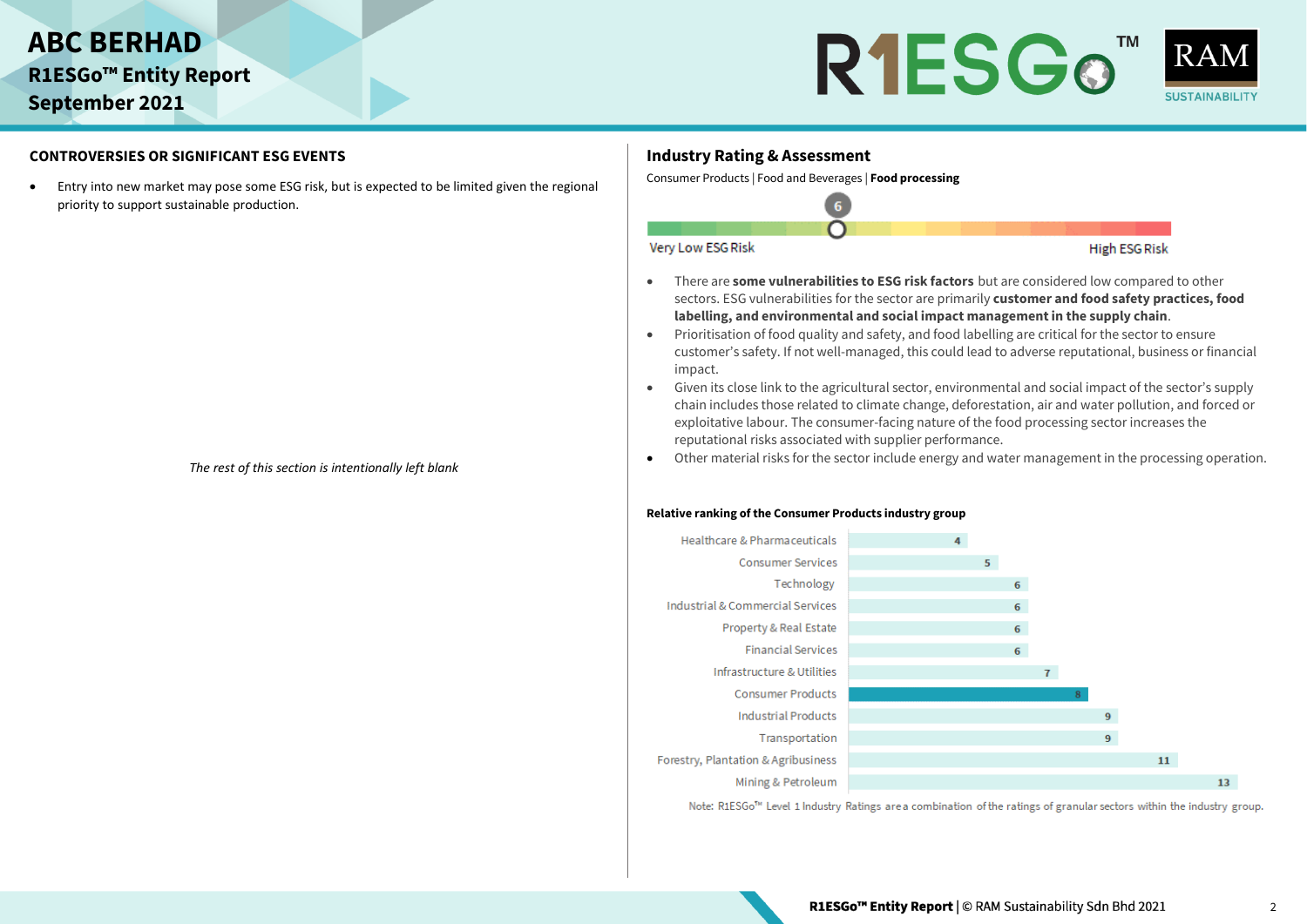## CONTROVERSIES OR SIGNIFICANT ESG EVENTS

- Entry into new market may pose some ESG risk, but is expected to be limited given the regional priority to support sustainable production.

*The rest of this section is intentionally left blank*

## Industry Rating & Assessment

Consumer Products | Food and Beverages | **Food processing**

6

Very Low ESG Risk — High ESG Risk

- There are **some vulnerabilities to ESG risk factors** but are considered low compared to other sectors. ESG vulnerabilities for the sector are primarily **customer and food safety practices, food labelling, and environmental and social impact management in the supply chain**.
- Prioritisation of food quality and safety, and food labelling are critical for the sector to ensure customer's safety. If not well-managed, this could lead to adverse reputational, business or financial impact.
- Given its close link to the agricultural sector, environmental and social impact of the sector's supply chain includes those related to climate change, deforestation, air and water pollution, and forced or exploitative labour. The consumer-facing nature of the food processing sector increases the reputational risks associated with supplier performance.
- Other material risks for the sector include energy and water management in the processing operation.

**Relative ranking of the Consumer Products industry group**

| Industry Group | Rating |
|---|---|
| Healthcare & Pharmaceuticals | 4 |
| Consumer Services | 5 |
| Technology | 6 |
| Industrial & Commercial Services | 6 |
| Property & Real Estate | 6 |
| Financial Services | 6 |
| Infrastructure & Utilities | 7 |
| Consumer Products | 8 |
| Industrial Products | 9 |
| Transportation | 9 |
| Forestry, Plantation & Agribusiness | 11 |
| Mining & Petroleum | 13 |

Note: R1ESGo™ Level 1 Industry Ratings are a combination of the ratings of granular sectors within the industry group.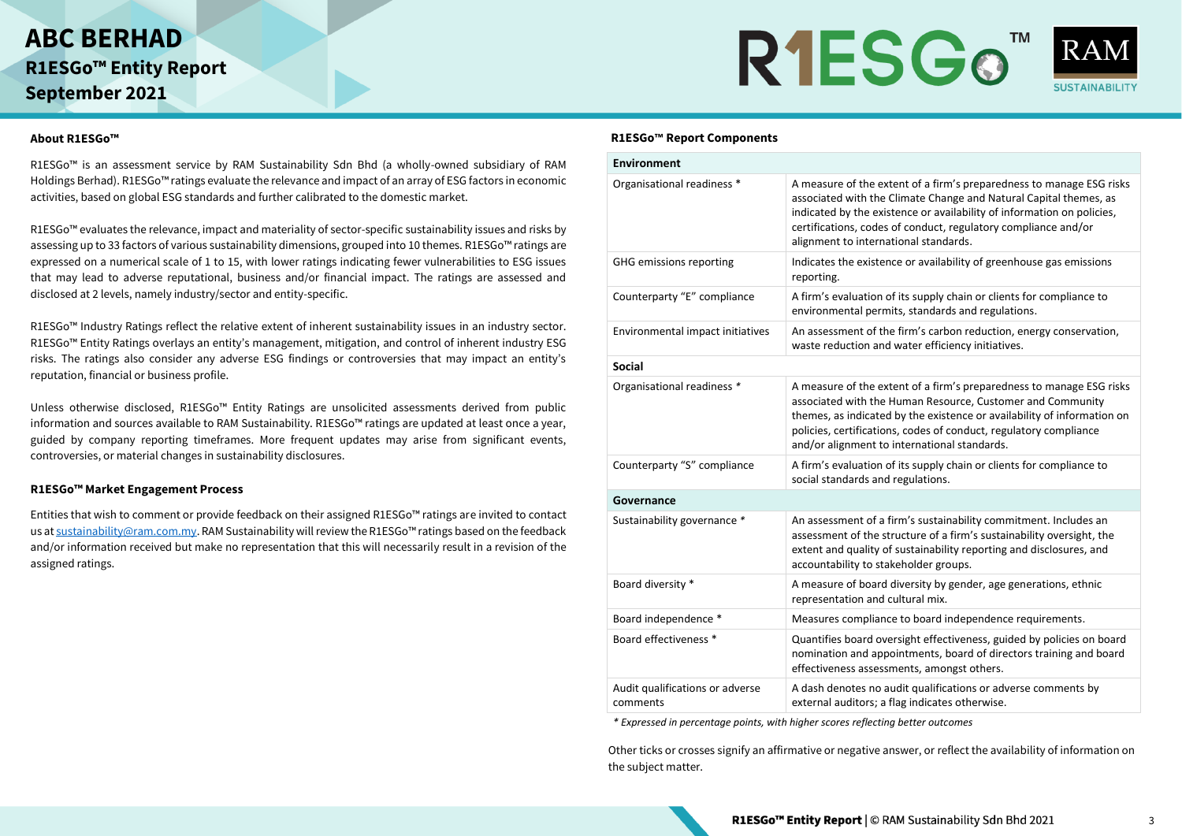# ABC BERHAD

## R1ESGo™ Entity Report

## September 2021

### About R1ESGo™

R1ESGo™ is an assessment service by RAM Sustainability Sdn Bhd (a wholly-owned subsidiary of RAM Holdings Berhad). R1ESGo™ ratings evaluate the relevance and impact of an array of ESG factors in economic activities, based on global ESG standards and further calibrated to the domestic market.

R1ESGo™ evaluates the relevance, impact and materiality of sector-specific sustainability issues and risks by assessing up to 33 factors of various sustainability dimensions, grouped into 10 themes. R1ESGo™ ratings are expressed on a numerical scale of 1 to 15, with lower ratings indicating fewer vulnerabilities to ESG issues that may lead to adverse reputational, business and/or financial impact. The ratings are assessed and disclosed at 2 levels, namely industry/sector and entity-specific.

R1ESGo™ Industry Ratings reflect the relative extent of inherent sustainability issues in an industry sector. R1ESGo™ Entity Ratings overlays an entity's management, mitigation, and control of inherent industry ESG risks. The ratings also consider any adverse ESG findings or controversies that may impact an entity's reputation, financial or business profile.

Unless otherwise disclosed, R1ESGo™ Entity Ratings are unsolicited assessments derived from public information and sources available to RAM Sustainability. R1ESGo™ ratings are updated at least once a year, guided by company reporting timeframes. More frequent updates may arise from significant events, controversies, or material changes in sustainability disclosures.

### R1ESGo™ Market Engagement Process

Entities that wish to comment or provide feedback on their assigned R1ESGo™ ratings are invited to contact us at sustainability@ram.com.my. RAM Sustainability will review the R1ESGo™ ratings based on the feedback and/or information received but make no representation that this will necessarily result in a revision of the assigned ratings.

### R1ESGo™ Report Components

| **Environment** | |
|---|---|
| Organisational readiness * | A measure of the extent of a firm's preparedness to manage ESG risks associated with the Climate Change and Natural Capital themes, as indicated by the existence or availability of information on policies, certifications, codes of conduct, regulatory compliance and/or alignment to international standards. |
| GHG emissions reporting | Indicates the existence or availability of greenhouse gas emissions reporting. |
| Counterparty "E" compliance | A firm's evaluation of its supply chain or clients for compliance to environmental permits, standards and regulations. |
| Environmental impact initiatives | An assessment of the firm's carbon reduction, energy conservation, waste reduction and water efficiency initiatives. |
| **Social** | |
| Organisational readiness * | A measure of the extent of a firm's preparedness to manage ESG risks associated with the Human Resource, Customer and Community themes, as indicated by the existence or availability of information on policies, certifications, codes of conduct, regulatory compliance and/or alignment to international standards. |
| Counterparty "S" compliance | A firm's evaluation of its supply chain or clients for compliance to social standards and regulations. |
| **Governance** | |
| Sustainability governance * | An assessment of a firm's sustainability commitment. Includes an assessment of the structure of a firm's sustainability oversight, the extent and quality of sustainability reporting and disclosures, and accountability to stakeholder groups. |
| Board diversity * | A measure of board diversity by gender, age generations, ethnic representation and cultural mix. |
| Board independence * | Measures compliance to board independence requirements. |
| Board effectiveness * | Quantifies board oversight effectiveness, guided by policies on board nomination and appointments, board of directors training and board effectiveness assessments, amongst others. |
| Audit qualifications or adverse comments | A dash denotes no audit qualifications or adverse comments by external auditors; a flag indicates otherwise. |

*\* Expressed in percentage points, with higher scores reflecting better outcomes*

Other ticks or crosses signify an affirmative or negative answer, or reflect the availability of information on the subject matter.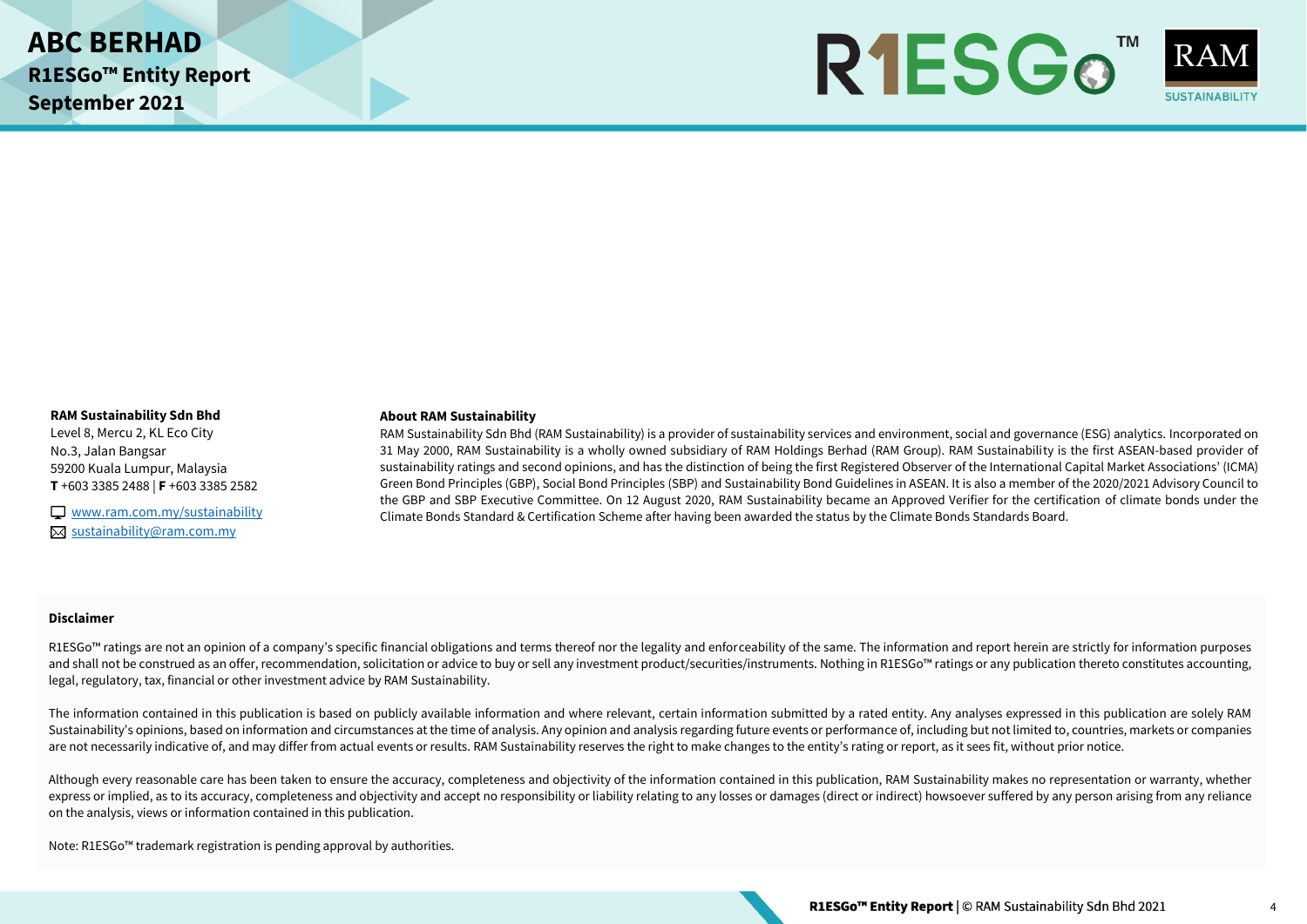**RAM Sustainability Sdn Bhd**
Level 8, Mercu 2, KL Eco City
No.3, Jalan Bangsar
59200 Kuala Lumpur, Malaysia
**T** +603 3385 2488 | **F** +603 3385 2582

[www.ram.com.my/sustainability](http://www.ram.com.my/sustainability)
[sustainability@ram.com.my](mailto:sustainability@ram.com.my)

**About RAM Sustainability**

RAM Sustainability Sdn Bhd (RAM Sustainability) is a provider of sustainability services and environment, social and governance (ESG) analytics. Incorporated on 31 May 2000, RAM Sustainability is a wholly owned subsidiary of RAM Holdings Berhad (RAM Group). RAM Sustainability is the first ASEAN-based provider of sustainability ratings and second opinions, and has the distinction of being the first Registered Observer of the International Capital Market Associations' (ICMA) Green Bond Principles (GBP), Social Bond Principles (SBP) and Sustainability Bond Guidelines in ASEAN. It is also a member of the 2020/2021 Advisory Council to the GBP and SBP Executive Committee. On 12 August 2020, RAM Sustainability became an Approved Verifier for the certification of climate bonds under the Climate Bonds Standard & Certification Scheme after having been awarded the status by the Climate Bonds Standards Board.

**Disclaimer**

R1ESGo™ ratings are not an opinion of a company's specific financial obligations and terms thereof nor the legality and enforceability of the same. The information and report herein are strictly for information purposes and shall not be construed as an offer, recommendation, solicitation or advice to buy or sell any investment product/securities/instruments. Nothing in R1ESGo™ ratings or any publication thereto constitutes accounting, legal, regulatory, tax, financial or other investment advice by RAM Sustainability.

The information contained in this publication is based on publicly available information and where relevant, certain information submitted by a rated entity. Any analyses expressed in this publication are solely RAM Sustainability's opinions, based on information and circumstances at the time of analysis. Any opinion and analysis regarding future events or performance of, including but not limited to, countries, markets or companies are not necessarily indicative of, and may differ from actual events or results. RAM Sustainability reserves the right to make changes to the entity's rating or report, as it sees fit, without prior notice.

Although every reasonable care has been taken to ensure the accuracy, completeness and objectivity of the information contained in this publication, RAM Sustainability makes no representation or warranty, whether express or implied, as to its accuracy, completeness and objectivity and accept no responsibility or liability relating to any losses or damages (direct or indirect) howsoever suffered by any person arising from any reliance on the analysis, views or information contained in this publication.

Note: R1ESGo™ trademark registration is pending approval by authorities.